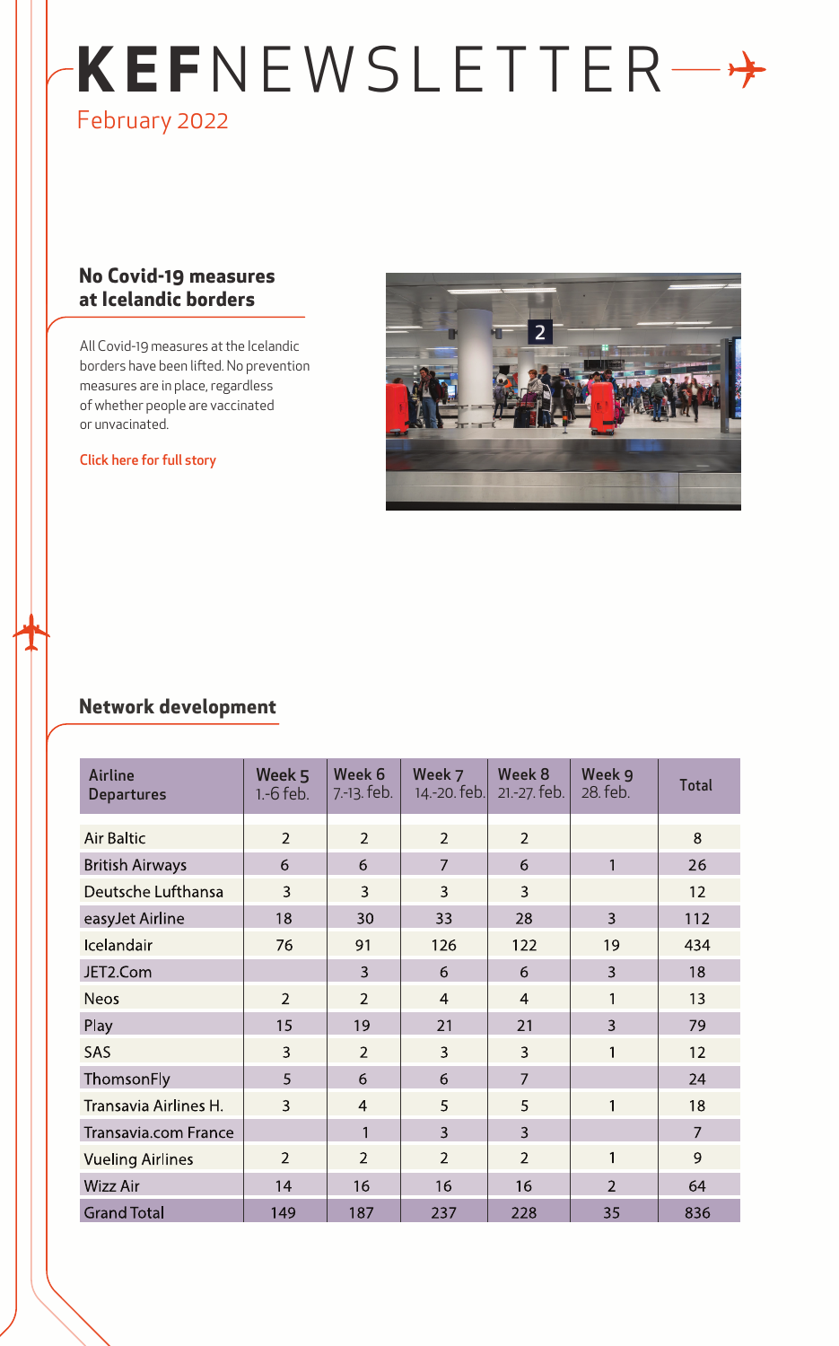# KEFNEWSLETTER

February 2022

## No Covid-19 measures at Icelandic borders

All Covid-19 measures at the Icelandic borders have been lifted. No prevention measures are in place, regardless of whether people are vaccinated or unvaccinated.

Click here for full story

## Network development

| Airline Departures | Week 5 1.-6 feb. | Week 6 7.-13. feb. | Week 7 14.-20. feb. | Week 8 21.-27. feb. | Week 9 28. feb. | Total |
|---|---|---|---|---|---|---|
| Air Baltic | 2 | 2 | 2 | 2 | | 8 |
| British Airways | 6 | 6 | 7 | 6 | 1 | 26 |
| Deutsche Lufthansa | 3 | 3 | 3 | 3 | | 12 |
| easyJet Airline | 18 | 30 | 33 | 28 | 3 | 112 |
| Icelandair | 76 | 91 | 126 | 122 | 19 | 434 |
| JET2.Com | | 3 | 6 | 6 | 3 | 18 |
| Neos | 2 | 2 | 4 | 4 | 1 | 13 |
| Play | 15 | 19 | 21 | 21 | 3 | 79 |
| SAS | 3 | 2 | 3 | 3 | 1 | 12 |
| ThomsonFly | 5 | 6 | 6 | 7 | | 24 |
| Transavia Airlines H. | 3 | 4 | 5 | 5 | 1 | 18 |
| Transavia.com France | | 1 | 3 | 3 | | 7 |
| Vueling Airlines | 2 | 2 | 2 | 2 | 1 | 9 |
| Wizz Air | 14 | 16 | 16 | 16 | 2 | 64 |
| Grand Total | 149 | 187 | 237 | 228 | 35 | 836 |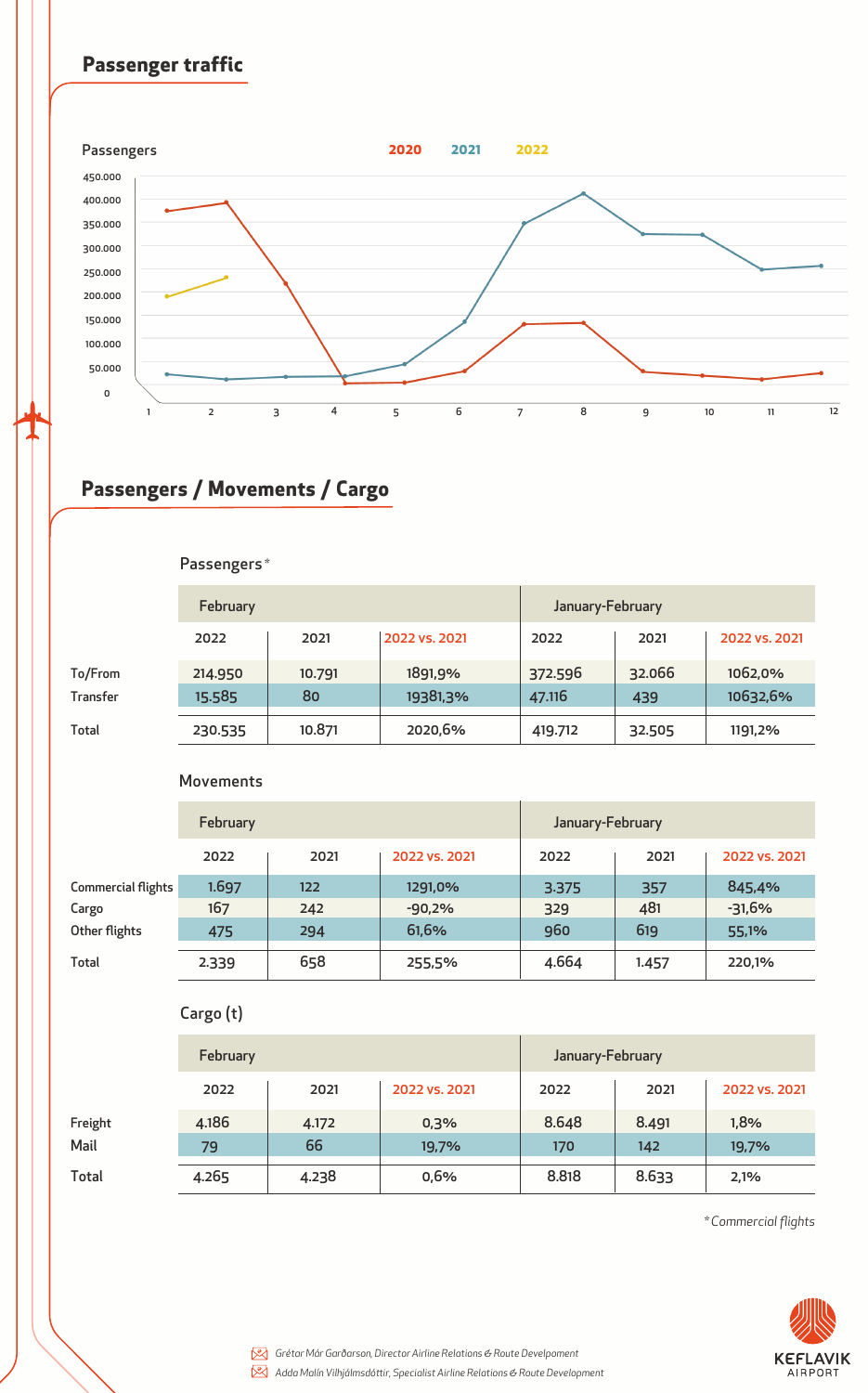## Passenger traffic

Passengers

2020 2021 2022

450.000
400.000
350.000
300.000
250.000
200.000
150.000
100.000
50.000
0

1 2 3 4 5 6 7 8 9 10 11 12

## Passengers / Movements / Cargo

Passengers*

| | February | | | January-February | | |
|---|---|---|---|---|---|---|
| | 2022 | 2021 | 2022 vs. 2021 | 2022 | 2021 | 2022 vs. 2021 |
| To/From | 214.950 | 10.791 | 1891,9% | 372.596 | 32.066 | 1062,0% |
| Transfer | 15.585 | 80 | 19381,3% | 47.116 | 439 | 10632,6% |
| Total | 230.535 | 10.871 | 2020,6% | 419.712 | 32.505 | 1191,2% |

Movements

| | February | | | January-February | | |
|---|---|---|---|---|---|---|
| | 2022 | 2021 | 2022 vs. 2021 | 2022 | 2021 | 2022 vs. 2021 |
| Commercial flights | 1.697 | 122 | 1291,0% | 3.375 | 357 | 845,4% |
| Cargo | 167 | 242 | -90,2% | 329 | 481 | -31,6% |
| Other flights | 475 | 294 | 61,6% | 960 | 619 | 55,1% |
| Total | 2.339 | 658 | 255,5% | 4.664 | 1.457 | 220,1% |

Cargo (t)

| | February | | | January-February | | |
|---|---|---|---|---|---|---|
| | 2022 | 2021 | 2022 vs. 2021 | 2022 | 2021 | 2022 vs. 2021 |
| Freight | 4.186 | 4.172 | 0,3% | 8.648 | 8.491 | 1,8% |
| Mail | 79 | 66 | 19,7% | 170 | 142 | 19,7% |
| Total | 4.265 | 4.238 | 0,6% | 8.818 | 8.633 | 2,1% |

*\*Commercial flights*

*Grétar Már Garðarson, Director Airline Relations & Route Development*

*Adda Malín Vilhjálmsdóttir, Specialist Airline Relations & Route Development*

KEFLAVIK AIRPORT